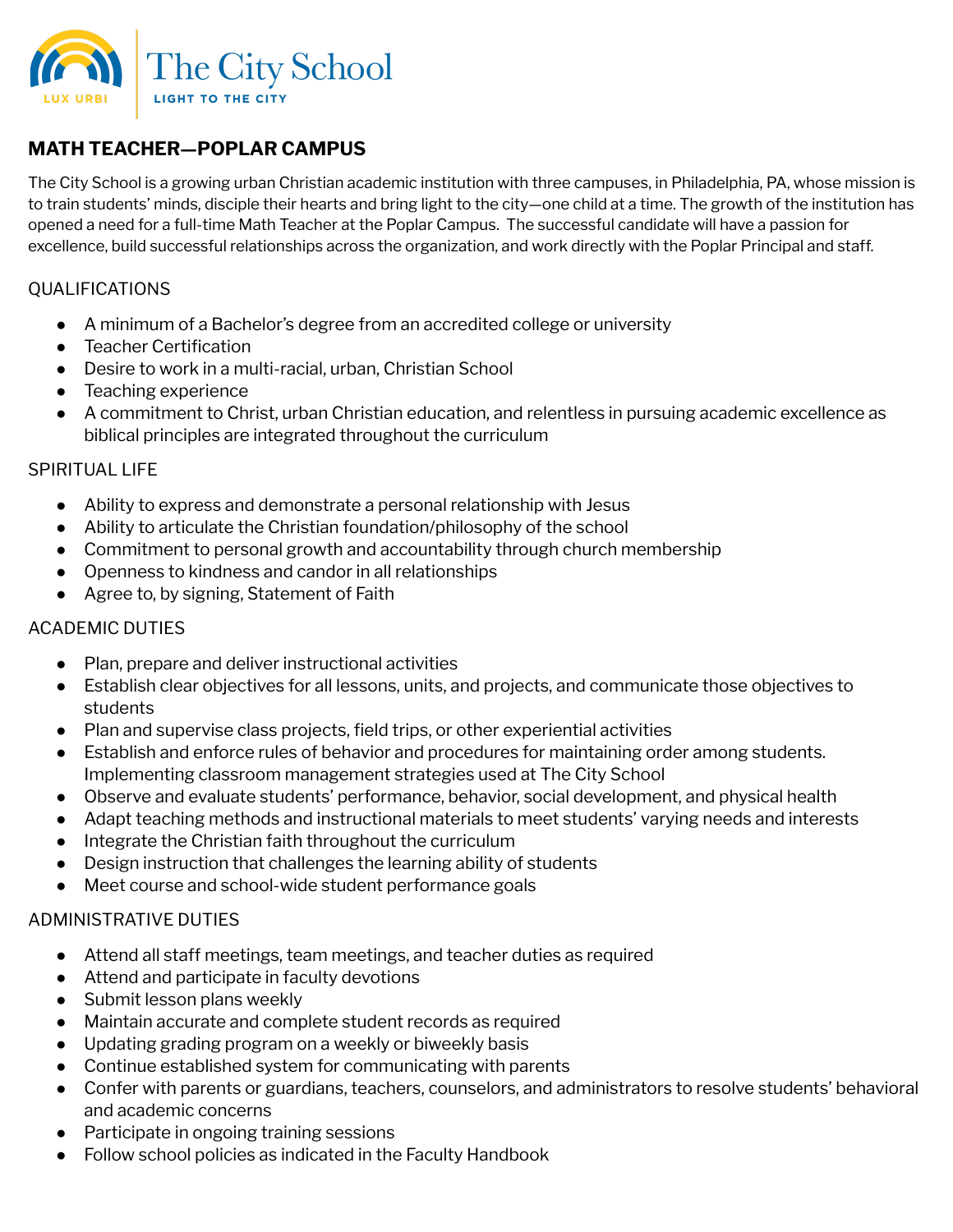The City School

LUX URBI

LIGHT TO THE CITY

## MATH TEACHER—POPLAR CAMPUS

The City School is a growing urban Christian academic institution with three campuses, in Philadelphia, PA, whose mission is to train students' minds, disciple their hearts and bring light to the city—one child at a time. The growth of the institution has opened a need for a full-time Math Teacher at the Poplar Campus. The successful candidate will have a passion for excellence, build successful relationships across the organization, and work directly with the Poplar Principal and staff.

### QUALIFICATIONS

- A minimum of a Bachelor's degree from an accredited college or university
- Teacher Certification
- Desire to work in a multi-racial, urban, Christian School
- Teaching experience
- A commitment to Christ, urban Christian education, and relentless in pursuing academic excellence as biblical principles are integrated throughout the curriculum

### SPIRITUAL LIFE

- Ability to express and demonstrate a personal relationship with Jesus
- Ability to articulate the Christian foundation/philosophy of the school
- Commitment to personal growth and accountability through church membership
- Openness to kindness and candor in all relationships
- Agree to, by signing, Statement of Faith

### ACADEMIC DUTIES

- Plan, prepare and deliver instructional activities
- Establish clear objectives for all lessons, units, and projects, and communicate those objectives to students
- Plan and supervise class projects, field trips, or other experiential activities
- Establish and enforce rules of behavior and procedures for maintaining order among students. Implementing classroom management strategies used at The City School
- Observe and evaluate students' performance, behavior, social development, and physical health
- Adapt teaching methods and instructional materials to meet students' varying needs and interests
- Integrate the Christian faith throughout the curriculum
- Design instruction that challenges the learning ability of students
- Meet course and school-wide student performance goals

### ADMINISTRATIVE DUTIES

- Attend all staff meetings, team meetings, and teacher duties as required
- Attend and participate in faculty devotions
- Submit lesson plans weekly
- Maintain accurate and complete student records as required
- Updating grading program on a weekly or biweekly basis
- Continue established system for communicating with parents
- Confer with parents or guardians, teachers, counselors, and administrators to resolve students' behavioral and academic concerns
- Participate in ongoing training sessions
- Follow school policies as indicated in the Faculty Handbook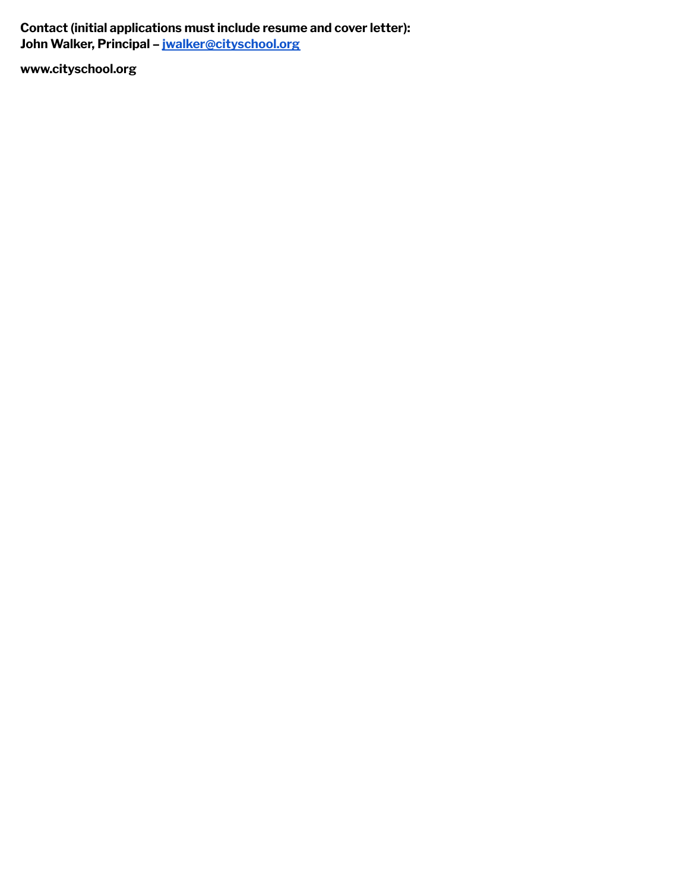**Contact (initial applications must include resume and cover letter):**
**John Walker, Principal – [jwalker@cityschool.org](mailto:jwalker@cityschool.org)**

**www.cityschool.org**